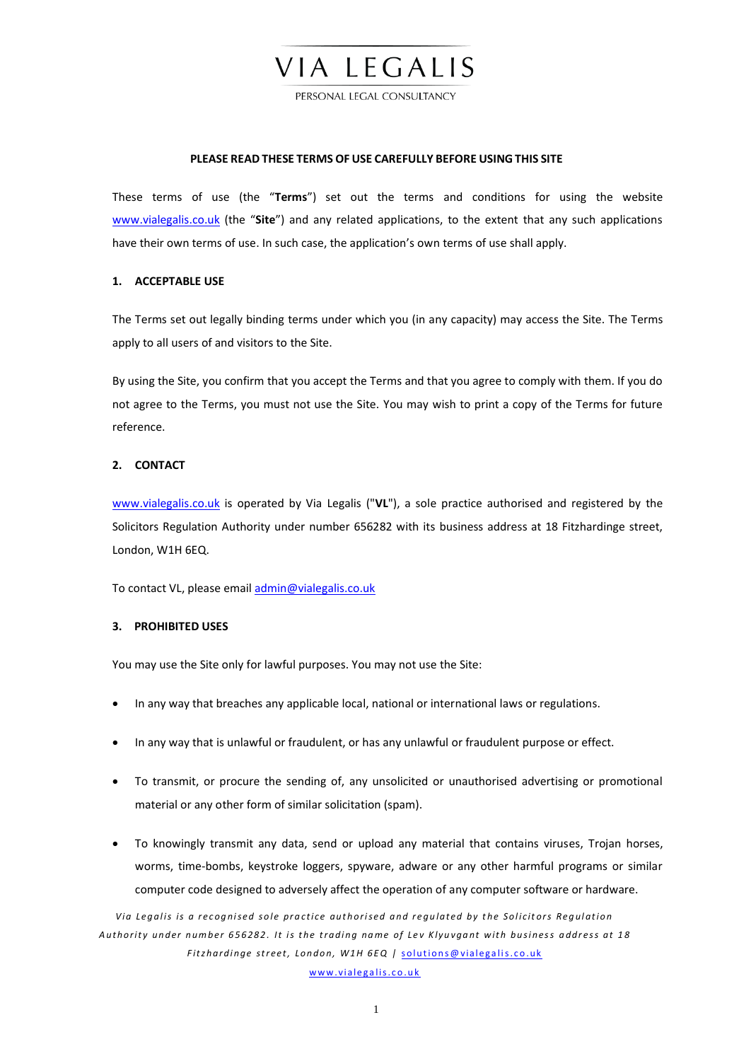# VIA LEGALIS

PERSONAL LEGAL CONSULTANCY

**PLEASE READ THESE TERMS OF USE CAREFULLY BEFORE USING THIS SITE**

These terms of use (the "**Terms**") set out the terms and conditions for using the website www.vialegalis.co.uk (the "**Site**") and any related applications, to the extent that any such applications have their own terms of use. In such case, the application's own terms of use shall apply.

## 1. ACCEPTABLE USE

The Terms set out legally binding terms under which you (in any capacity) may access the Site. The Terms apply to all users of and visitors to the Site.

By using the Site, you confirm that you accept the Terms and that you agree to comply with them. If you do not agree to the Terms, you must not use the Site. You may wish to print a copy of the Terms for future reference.

## 2. CONTACT

www.vialegalis.co.uk is operated by Via Legalis ("**VL**"), a sole practice authorised and registered by the Solicitors Regulation Authority under number 656282 with its business address at 18 Fitzhardinge street, London, W1H 6EQ.

To contact VL, please email admin@vialegalis.co.uk

## 3. PROHIBITED USES

You may use the Site only for lawful purposes. You may not use the Site:

- In any way that breaches any applicable local, national or international laws or regulations.
- In any way that is unlawful or fraudulent, or has any unlawful or fraudulent purpose or effect.
- To transmit, or procure the sending of, any unsolicited or unauthorised advertising or promotional material or any other form of similar solicitation (spam).
- To knowingly transmit any data, send or upload any material that contains viruses, Trojan horses, worms, time-bombs, keystroke loggers, spyware, adware or any other harmful programs or similar computer code designed to adversely affect the operation of any computer software or hardware.

*Via Legalis is a recognised sole practice authorised and regulated by the Solicitors Regulation Authority under number 656282. It is the trading name of Lev Klyuvgant with business address at 18 Fitzhardinge street, London, W1H 6EQ | solutions@vialegalis.co.uk*

*www.vialegalis.co.uk*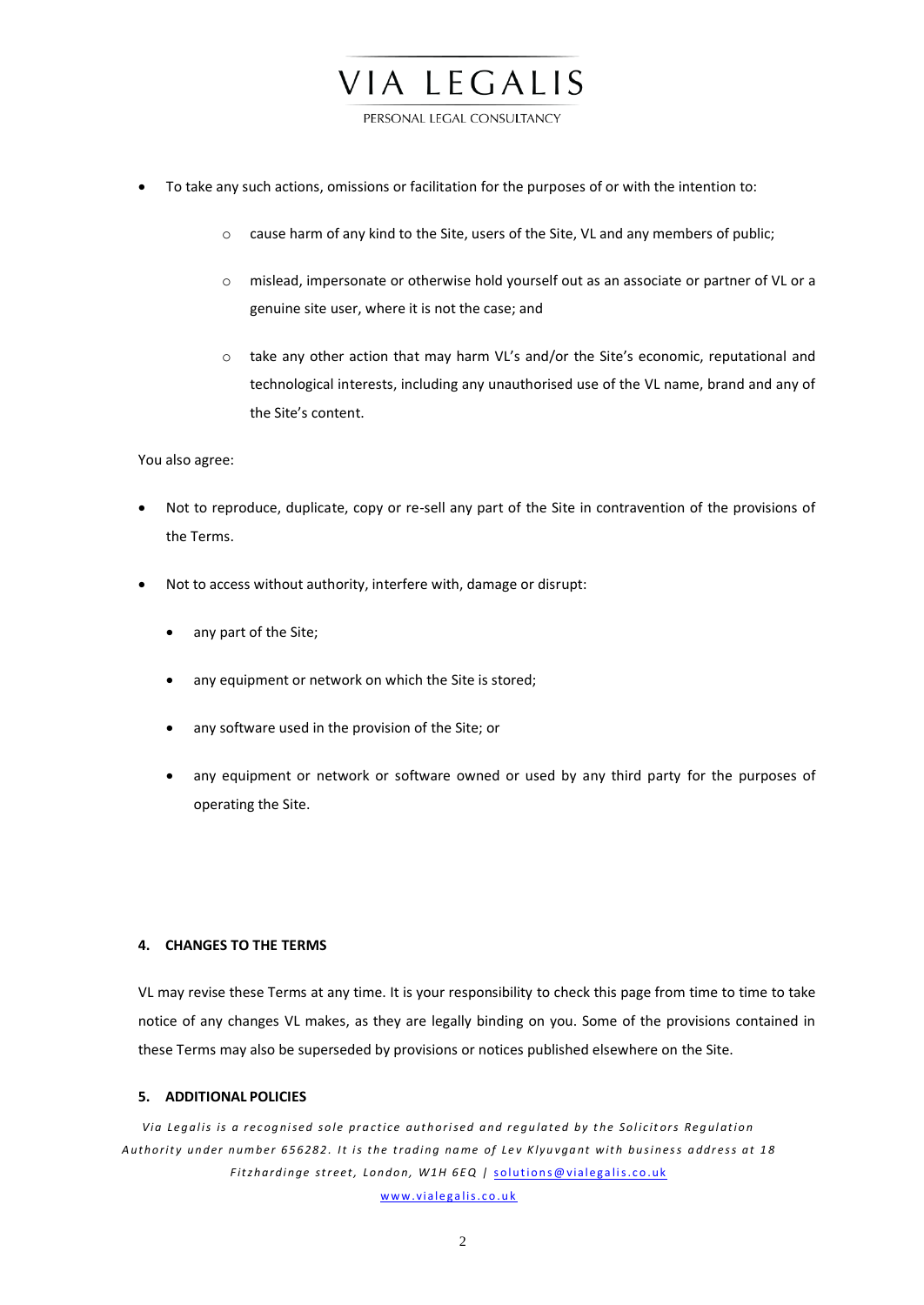- To take any such actions, omissions or facilitation for the purposes of or with the intention to:
  - cause harm of any kind to the Site, users of the Site, VL and any members of public;
  - mislead, impersonate or otherwise hold yourself out as an associate or partner of VL or a genuine site user, where it is not the case; and
  - take any other action that may harm VL's and/or the Site's economic, reputational and technological interests, including any unauthorised use of the VL name, brand and any of the Site's content.

You also agree:

- Not to reproduce, duplicate, copy or re-sell any part of the Site in contravention of the provisions of the Terms.
- Not to access without authority, interfere with, damage or disrupt:
  - any part of the Site;
  - any equipment or network on which the Site is stored;
  - any software used in the provision of the Site; or
  - any equipment or network or software owned or used by any third party for the purposes of operating the Site.

#### 4. CHANGES TO THE TERMS

VL may revise these Terms at any time. It is your responsibility to check this page from time to time to take notice of any changes VL makes, as they are legally binding on you. Some of the provisions contained in these Terms may also be superseded by provisions or notices published elsewhere on the Site.

#### 5. ADDITIONAL POLICIES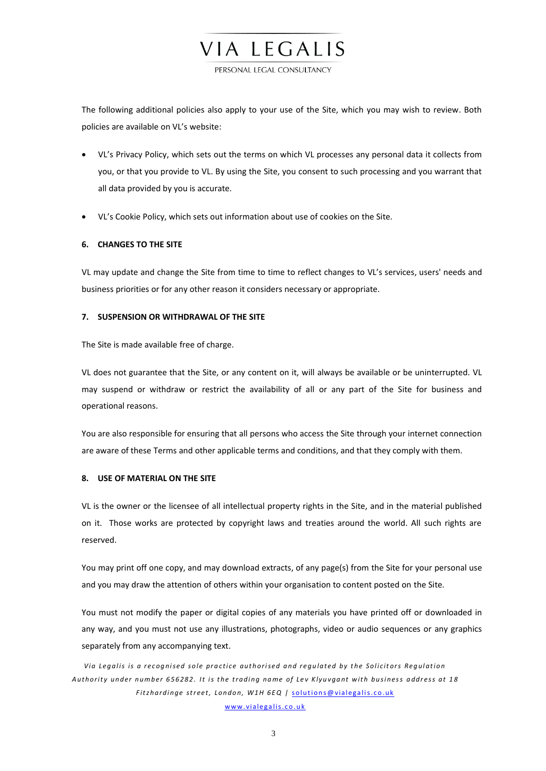The following additional policies also apply to your use of the Site, which you may wish to review. Both policies are available on VL's website:

- VL's Privacy Policy, which sets out the terms on which VL processes any personal data it collects from you, or that you provide to VL. By using the Site, you consent to such processing and you warrant that all data provided by you is accurate.
- VL's Cookie Policy, which sets out information about use of cookies on the Site.

**6. CHANGES TO THE SITE**

VL may update and change the Site from time to time to reflect changes to VL's services, users' needs and business priorities or for any other reason it considers necessary or appropriate.

**7. SUSPENSION OR WITHDRAWAL OF THE SITE**

The Site is made available free of charge.

VL does not guarantee that the Site, or any content on it, will always be available or be uninterrupted. VL may suspend or withdraw or restrict the availability of all or any part of the Site for business and operational reasons.

You are also responsible for ensuring that all persons who access the Site through your internet connection are aware of these Terms and other applicable terms and conditions, and that they comply with them.

**8. USE OF MATERIAL ON THE SITE**

VL is the owner or the licensee of all intellectual property rights in the Site, and in the material published on it. Those works are protected by copyright laws and treaties around the world. All such rights are reserved.

You may print off one copy, and may download extracts, of any page(s) from the Site for your personal use and you may draw the attention of others within your organisation to content posted on the Site.

You must not modify the paper or digital copies of any materials you have printed off or downloaded in any way, and you must not use any illustrations, photographs, video or audio sequences or any graphics separately from any accompanying text.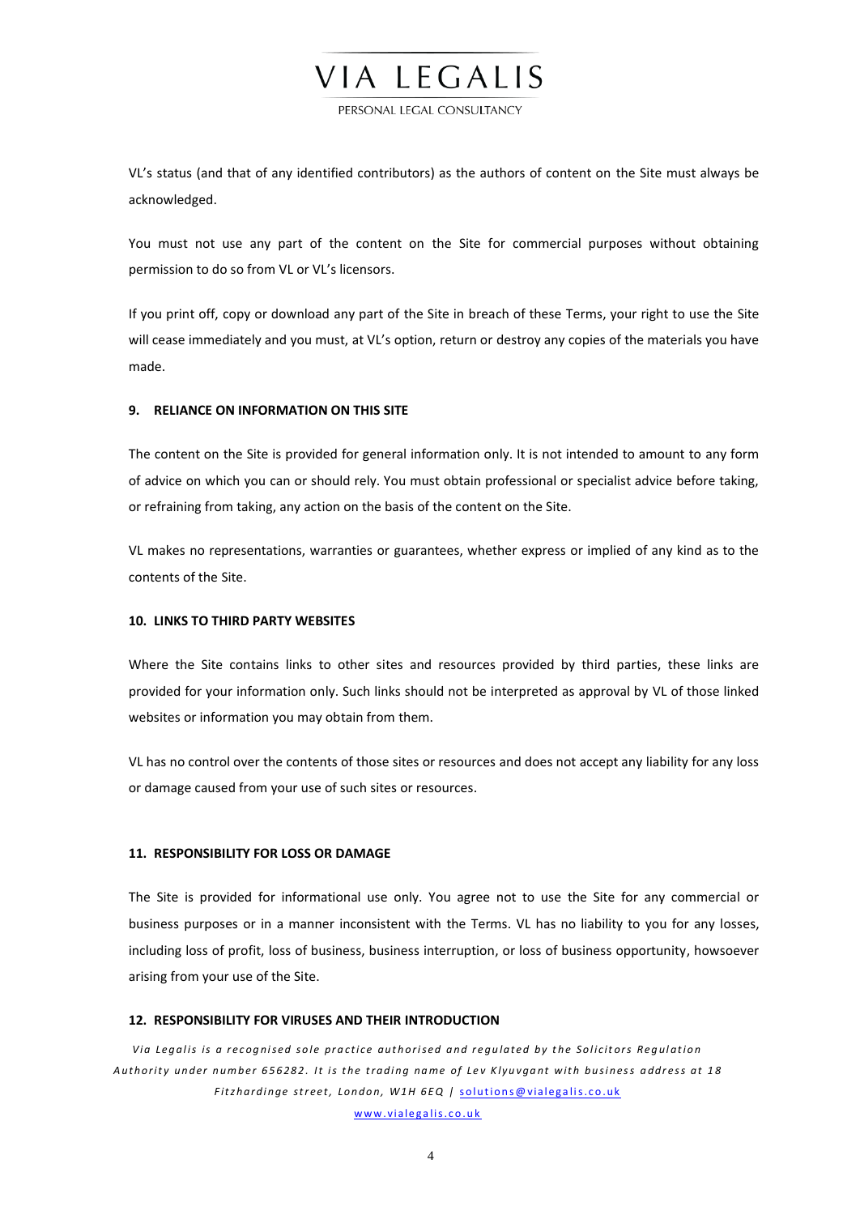VL's status (and that of any identified contributors) as the authors of content on the Site must always be acknowledged.

You must not use any part of the content on the Site for commercial purposes without obtaining permission to do so from VL or VL's licensors.

If you print off, copy or download any part of the Site in breach of these Terms, your right to use the Site will cease immediately and you must, at VL's option, return or destroy any copies of the materials you have made.

**9. RELIANCE ON INFORMATION ON THIS SITE**

The content on the Site is provided for general information only. It is not intended to amount to any form of advice on which you can or should rely. You must obtain professional or specialist advice before taking, or refraining from taking, any action on the basis of the content on the Site.

VL makes no representations, warranties or guarantees, whether express or implied of any kind as to the contents of the Site.

**10. LINKS TO THIRD PARTY WEBSITES**

Where the Site contains links to other sites and resources provided by third parties, these links are provided for your information only. Such links should not be interpreted as approval by VL of those linked websites or information you may obtain from them.

VL has no control over the contents of those sites or resources and does not accept any liability for any loss or damage caused from your use of such sites or resources.

**11. RESPONSIBILITY FOR LOSS OR DAMAGE**

The Site is provided for informational use only. You agree not to use the Site for any commercial or business purposes or in a manner inconsistent with the Terms. VL has no liability to you for any losses, including loss of profit, loss of business, business interruption, or loss of business opportunity, howsoever arising from your use of the Site.

**12. RESPONSIBILITY FOR VIRUSES AND THEIR INTRODUCTION**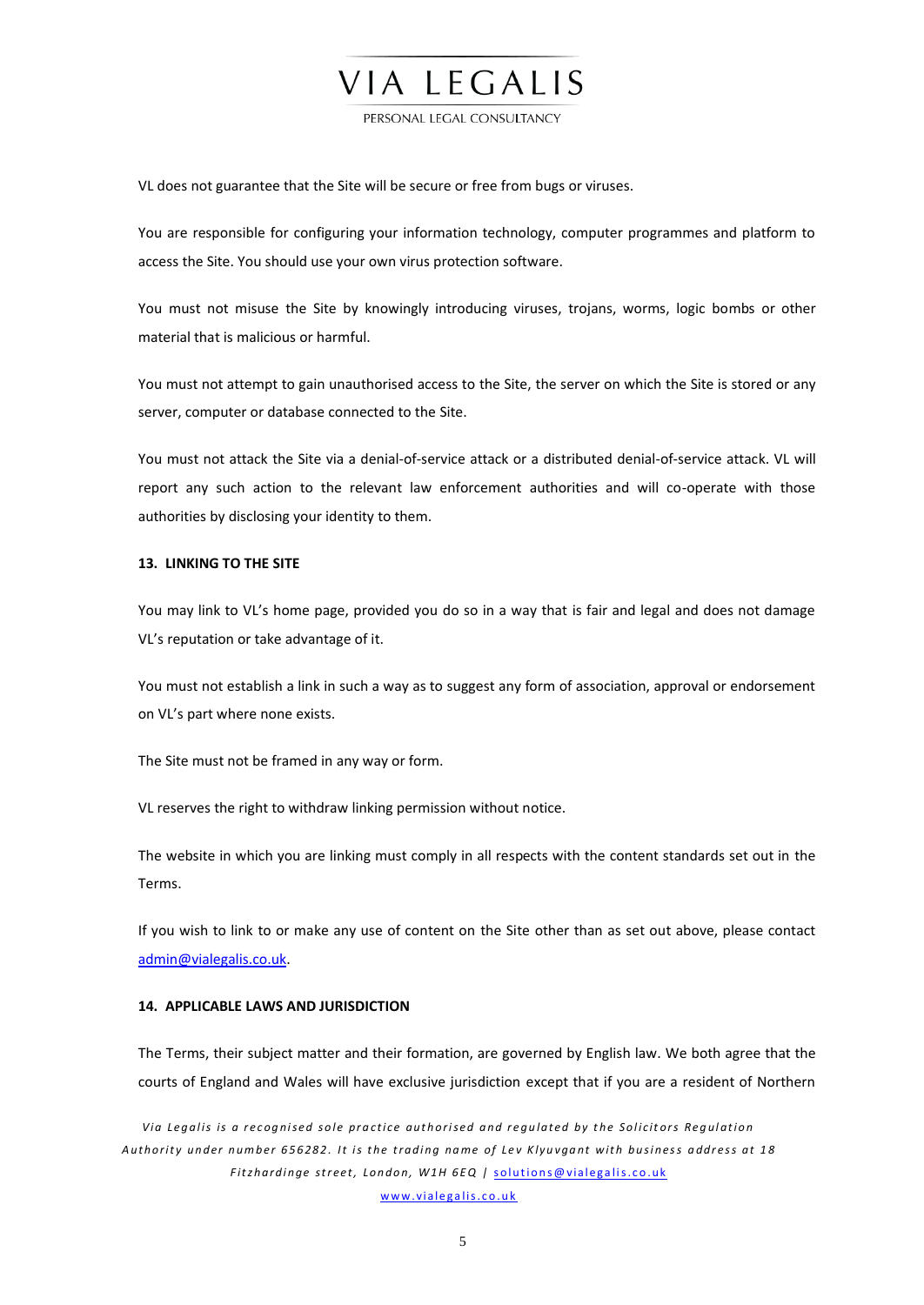VL does not guarantee that the Site will be secure or free from bugs or viruses.

You are responsible for configuring your information technology, computer programmes and platform to access the Site. You should use your own virus protection software.

You must not misuse the Site by knowingly introducing viruses, trojans, worms, logic bombs or other material that is malicious or harmful.

You must not attempt to gain unauthorised access to the Site, the server on which the Site is stored or any server, computer or database connected to the Site.

You must not attack the Site via a denial-of-service attack or a distributed denial-of-service attack. VL will report any such action to the relevant law enforcement authorities and will co-operate with those authorities by disclosing your identity to them.

**13. LINKING TO THE SITE**

You may link to VL's home page, provided you do so in a way that is fair and legal and does not damage VL's reputation or take advantage of it.

You must not establish a link in such a way as to suggest any form of association, approval or endorsement on VL's part where none exists.

The Site must not be framed in any way or form.

VL reserves the right to withdraw linking permission without notice.

The website in which you are linking must comply in all respects with the content standards set out in the Terms.

If you wish to link to or make any use of content on the Site other than as set out above, please contact admin@vialegalis.co.uk.

**14. APPLICABLE LAWS AND JURISDICTION**

The Terms, their subject matter and their formation, are governed by English law. We both agree that the courts of England and Wales will have exclusive jurisdiction except that if you are a resident of Northern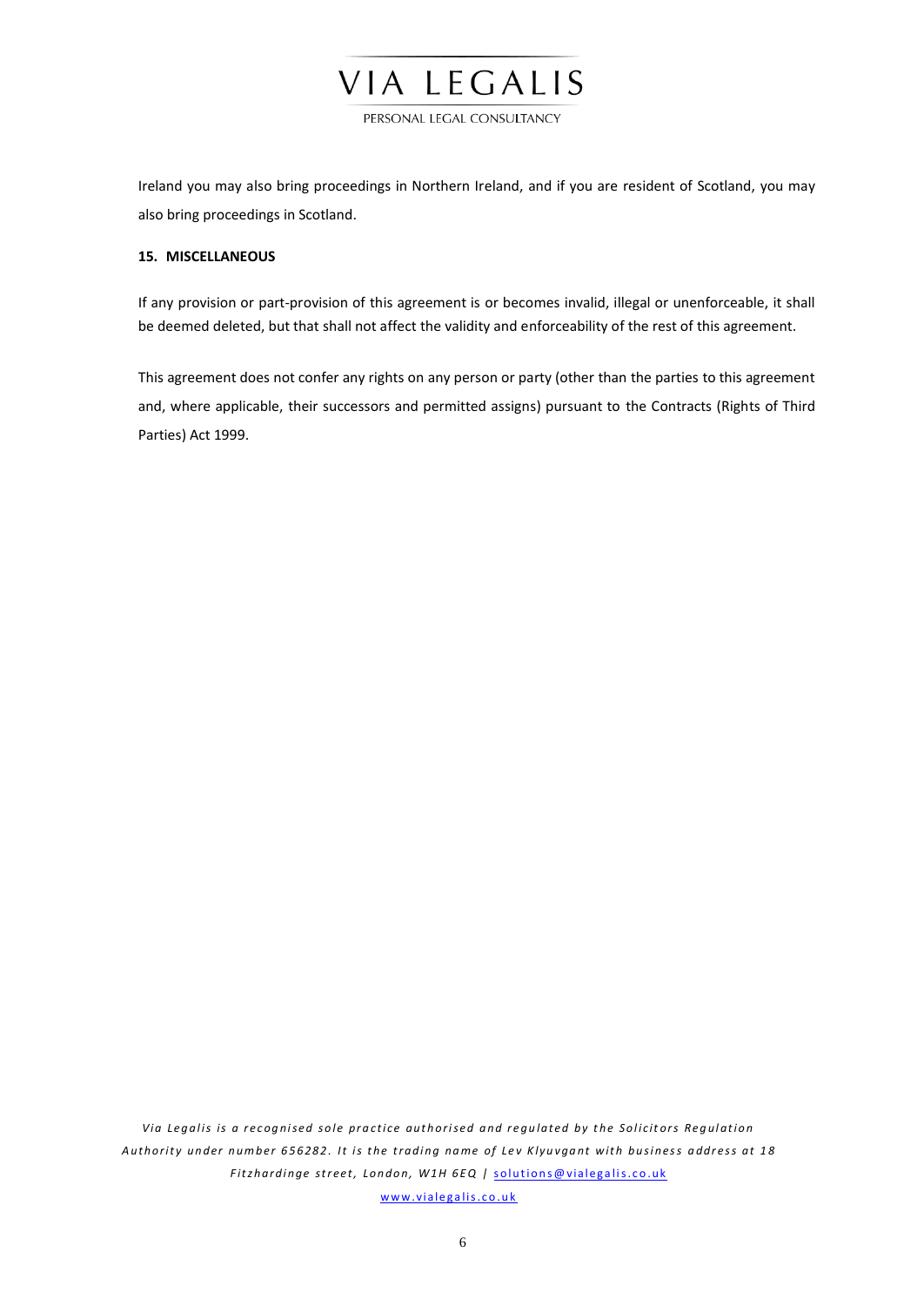Ireland you may also bring proceedings in Northern Ireland, and if you are resident of Scotland, you may also bring proceedings in Scotland.

**15. MISCELLANEOUS**

If any provision or part-provision of this agreement is or becomes invalid, illegal or unenforceable, it shall be deemed deleted, but that shall not affect the validity and enforceability of the rest of this agreement.

This agreement does not confer any rights on any person or party (other than the parties to this agreement and, where applicable, their successors and permitted assigns) pursuant to the Contracts (Rights of Third Parties) Act 1999.